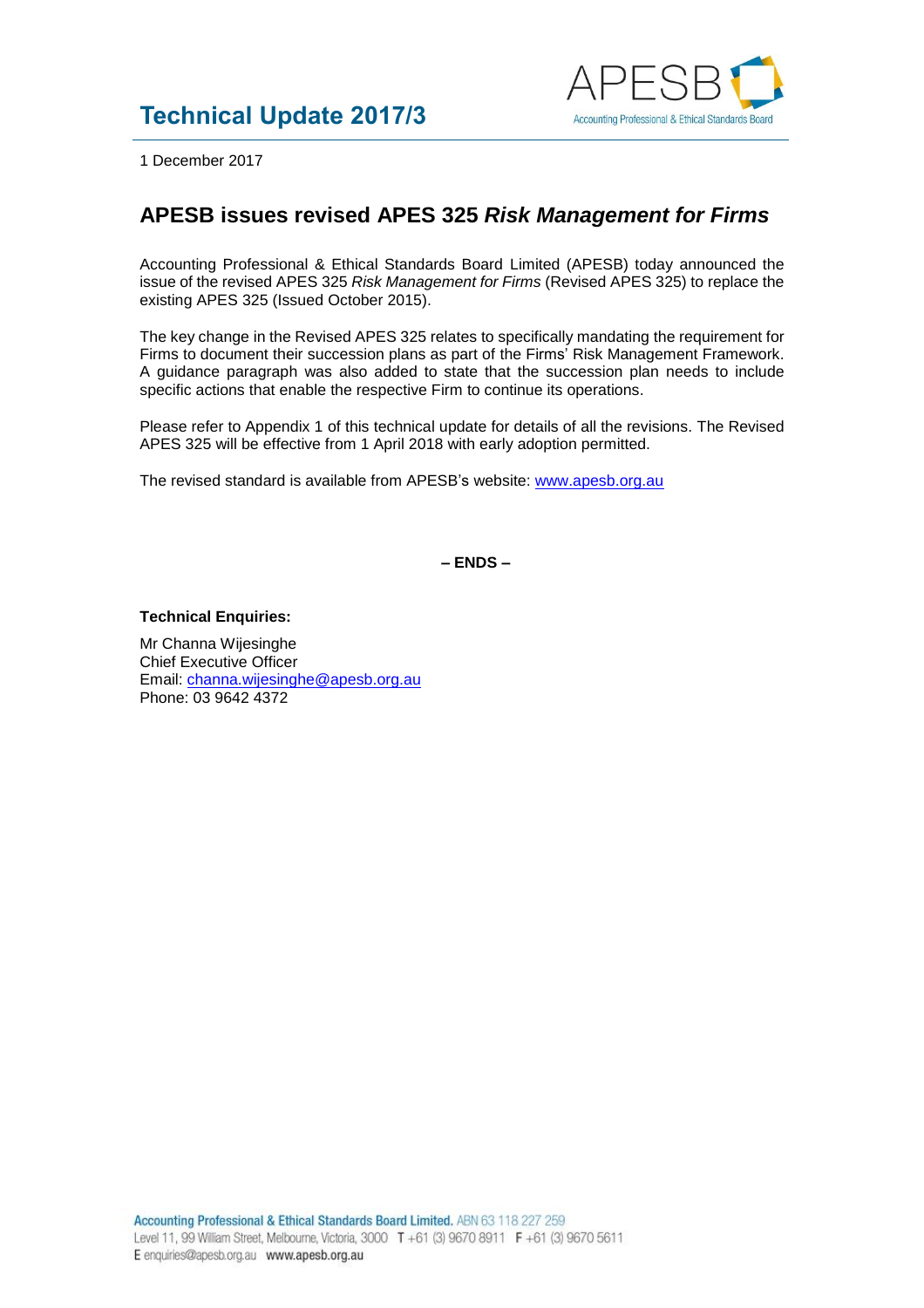# Technical Update 2017/3

1 December 2017

## APESB issues revised APES 325 *Risk Management for Firms*

Accounting Professional & Ethical Standards Board Limited (APESB) today announced the issue of the revised APES 325 *Risk Management for Firms* (Revised APES 325) to replace the existing APES 325 (Issued October 2015).

The key change in the Revised APES 325 relates to specifically mandating the requirement for Firms to document their succession plans as part of the Firms' Risk Management Framework. A guidance paragraph was also added to state that the succession plan needs to include specific actions that enable the respective Firm to continue its operations.

Please refer to Appendix 1 of this technical update for details of all the revisions. The Revised APES 325 will be effective from 1 April 2018 with early adoption permitted.

The revised standard is available from APESB's website: www.apesb.org.au

**– ENDS –**

**Technical Enquiries:**

Mr Channa Wijesinghe
Chief Executive Officer
Email: channa.wijesinghe@apesb.org.au
Phone: 03 9642 4372

**Accounting Professional & Ethical Standards Board Limited.** ABN 63 118 227 259
Level 11, 99 William Street, Melbourne, Victoria, 3000 T +61 (3) 9670 8911 F +61 (3) 9670 5611
E enquiries@apesb.org.au www.apesb.org.au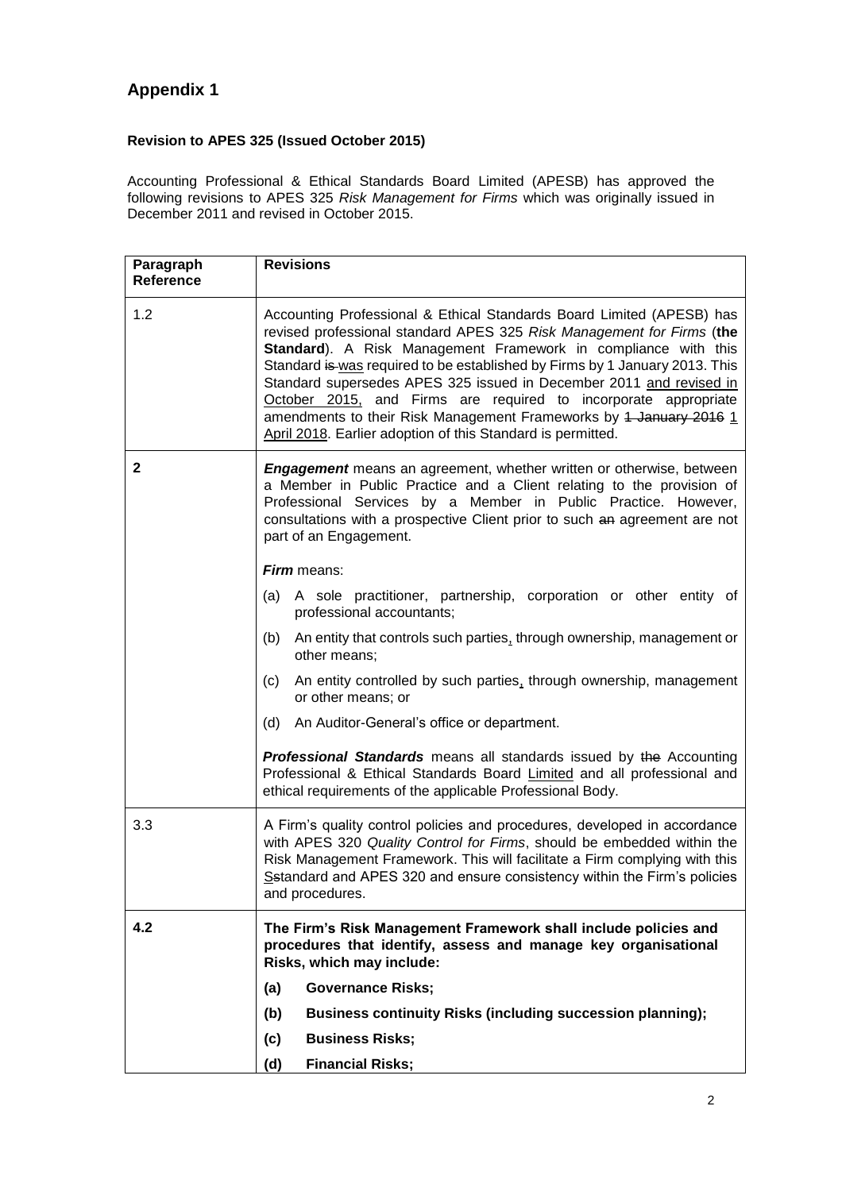# Appendix 1

**Revision to APES 325 (Issued October 2015)**

Accounting Professional & Ethical Standards Board Limited (APESB) has approved the following revisions to APES 325 *Risk Management for Firms* which was originally issued in December 2011 and revised in October 2015.

| Paragraph Reference | Revisions |
|---|---|
| 1.2 | Accounting Professional & Ethical Standards Board Limited (APESB) has revised professional standard APES 325 *Risk Management for Firms* (**the Standard**). A Risk Management Framework in compliance with this Standard ~~is~~ was required to be established by Firms by 1 January 2013. This Standard supersedes APES 325 issued in December 2011 and revised in October 2015, and Firms are required to incorporate appropriate amendments to their Risk Management Frameworks by ~~1 January 2016~~ 1 April 2018. Earlier adoption of this Standard is permitted. |
| **2** | ***Engagement*** means an agreement, whether written or otherwise, between a Member in Public Practice and a Client relating to the provision of Professional Services by a Member in Public Practice. However, consultations with a prospective Client prior to such ~~an~~ agreement are not part of an Engagement. |
| | ***Firm*** means: |
| | (a) A sole practitioner, partnership, corporation or other entity of professional accountants; |
| | (b) An entity that controls such parties, through ownership, management or other means; |
| | (c) An entity controlled by such parties, through ownership, management or other means; or |
| | (d) An Auditor-General's office or department. |
| | ***Professional Standards*** means all standards issued by ~~the~~ Accounting Professional & Ethical Standards Board Limited and all professional and ethical requirements of the applicable Professional Body. |
| 3.3 | A Firm's quality control policies and procedures, developed in accordance with APES 320 *Quality Control for Firms*, should be embedded within the Risk Management Framework. This will facilitate a Firm complying with this S~~s~~tandard and APES 320 and ensure consistency within the Firm's policies and procedures. |
| **4.2** | **The Firm's Risk Management Framework shall include policies and procedures that identify, assess and manage key organisational Risks, which may include:** |
| | **(a) Governance Risks;** |
| | **(b) Business continuity Risks (including succession planning);** |
| | **(c) Business Risks;** |
| | **(d) Financial Risks;** |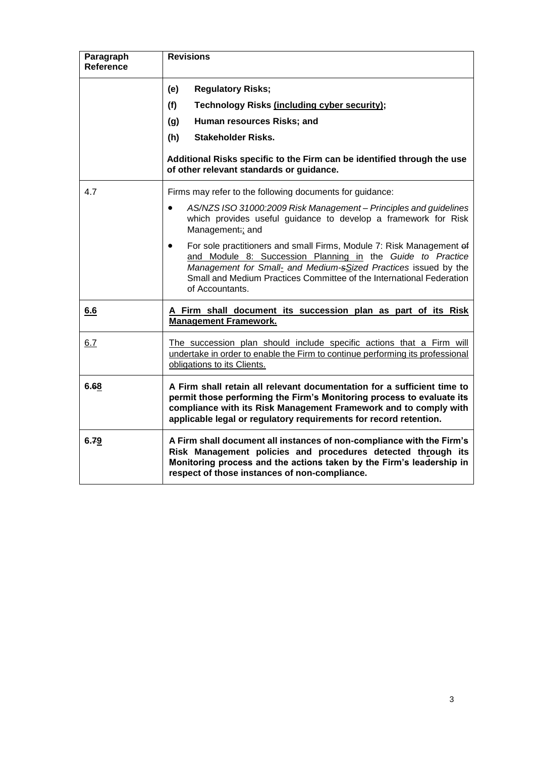| Paragraph Reference | Revisions |
|---|---|
| | **(e) Regulatory Risks;**<br>**(f) Technology Risks <u>(including cyber security)</u>;**<br>**(g) Human resources Risks; and**<br>**(h) Stakeholder Risks.**<br><br>**Additional Risks specific to the Firm can be identified through the use of other relevant standards or guidance.** |
| 4.7 | Firms may refer to the following documents for guidance:<br>• *AS/NZS ISO 31000:2009 Risk Management – Principles and guidelines* which provides useful guidance to develop a framework for Risk Management~~.~~<u>;</u> and<br>• For sole practitioners and small Firms, Module 7: Risk Management ~~of~~ <u>and Module 8: Succession Planning in</u> the *Guide to Practice Management for Small<u>-</u> and Medium-~~s~~<u>S</u>ized Practices* issued by the Small and Medium Practices Committee of the International Federation of Accountants. |
| <u>**6.6**</u> | <u>**A Firm shall document its succession plan as part of its Risk Management Framework.**</u> |
| <u>6.7</u> | <u>The succession plan should include specific actions that a Firm will undertake in order to enable the Firm to continue performing its professional obligations to its Clients.</u> |
| **6.~~6~~<u>8</u>** | **A Firm shall retain all relevant documentation for a sufficient time to permit those performing the Firm's Monitoring process to evaluate its compliance with its Risk Management Framework and to comply with applicable legal or regulatory requirements for record retention.** |
| **6.~~7~~<u>9</u>** | **A Firm shall document all instances of non-compliance with the Firm's Risk Management policies and procedures detected th<u>r</u>ough its Monitoring process and the actions taken by the Firm's leadership in respect of those instances of non-compliance.** |